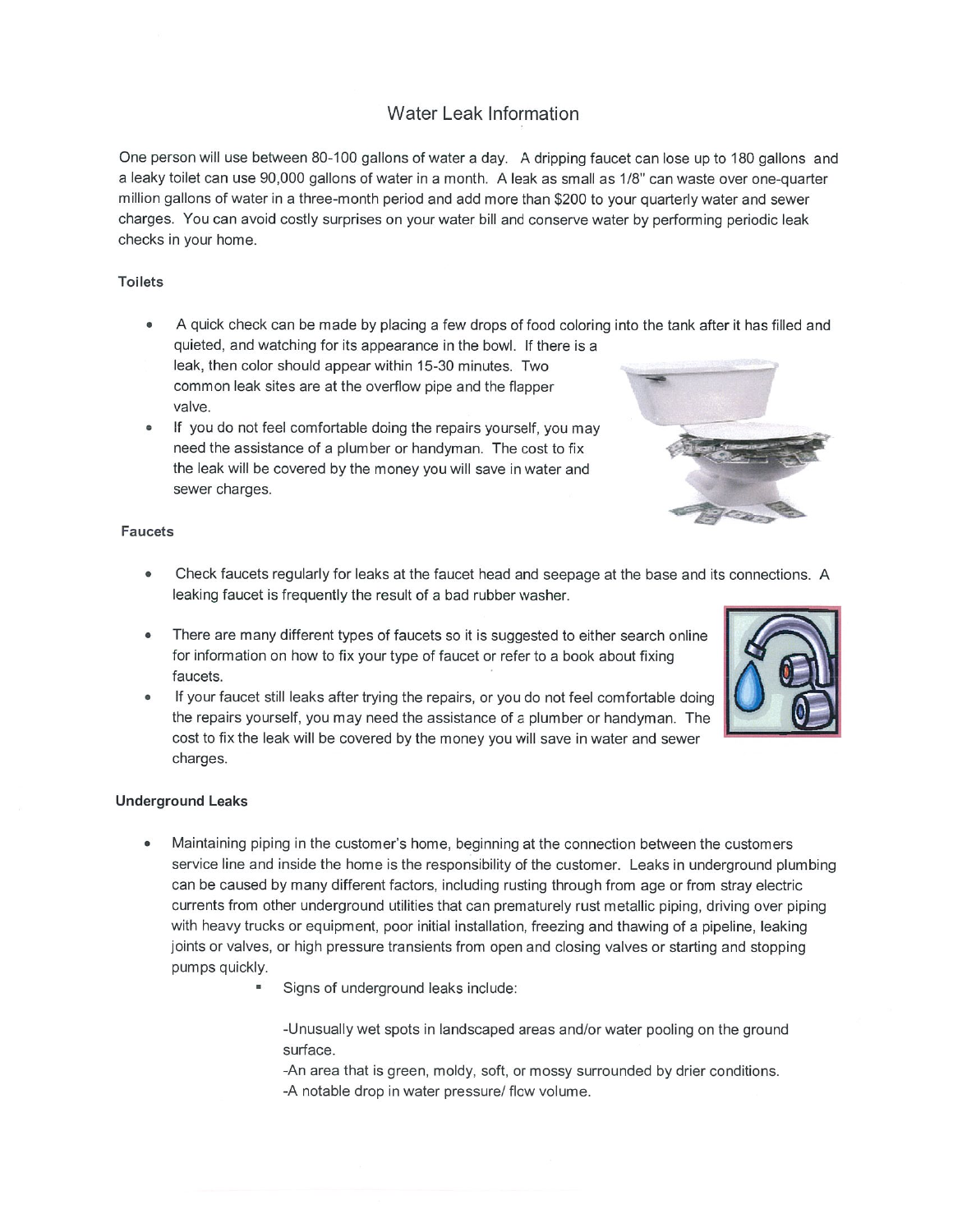# Water Leak Information

One person will use between 80-100 gallons of water a day. A dripping faucet can lose up to 180 gallons and a leaky toilet can use 90,000 gallons of water in a month. A leak as small as 1/8" can waste over one-quarter million gallons of water in a three-month period and add more than $200 to your quarterly water and sewer charges. You can avoid costly surprises on your water bill and conserve water by performing periodic leak checks in your home.

### Toilets

- A quick check can be made by placing a few drops of food coloring into the tank after it has filled and quieted, and watching for its appearance in the bowl. If there is a leak, then color should appear within 15-30 minutes. Two common leak sites are at the overflow pipe and the flapper valve.
- If you do not feel comfortable doing the repairs yourself, you may need the assistance of a plumber or handyman. The cost to fix the leak will be covered by the money you will save in water and sewer charges.

### Faucets

- Check faucets regularly for leaks at the faucet head and seepage at the base and its connections. A leaking faucet is frequently the result of a bad rubber washer.
- There are many different types of faucets so it is suggested to either search online for information on how to fix your type of faucet or refer to a book about fixing faucets.
- If your faucet still leaks after trying the repairs, or you do not feel comfortable doing the repairs yourself, you may need the assistance of a plumber or handyman. The cost to fix the leak will be covered by the money you will save in water and sewer charges.

### Underground Leaks

- Maintaining piping in the customer's home, beginning at the connection between the customers service line and inside the home is the responsibility of the customer. Leaks in underground plumbing can be caused by many different factors, including rusting through from age or from stray electric currents from other underground utilities that can prematurely rust metallic piping, driving over piping with heavy trucks or equipment, poor initial installation, freezing and thawing of a pipeline, leaking joints or valves, or high pressure transients from open and closing valves or starting and stopping pumps quickly.
  - Signs of underground leaks include:

    -Unusually wet spots in landscaped areas and/or water pooling on the ground surface.
    -An area that is green, moldy, soft, or mossy surrounded by drier conditions.
    -A notable drop in water pressure/ flow volume.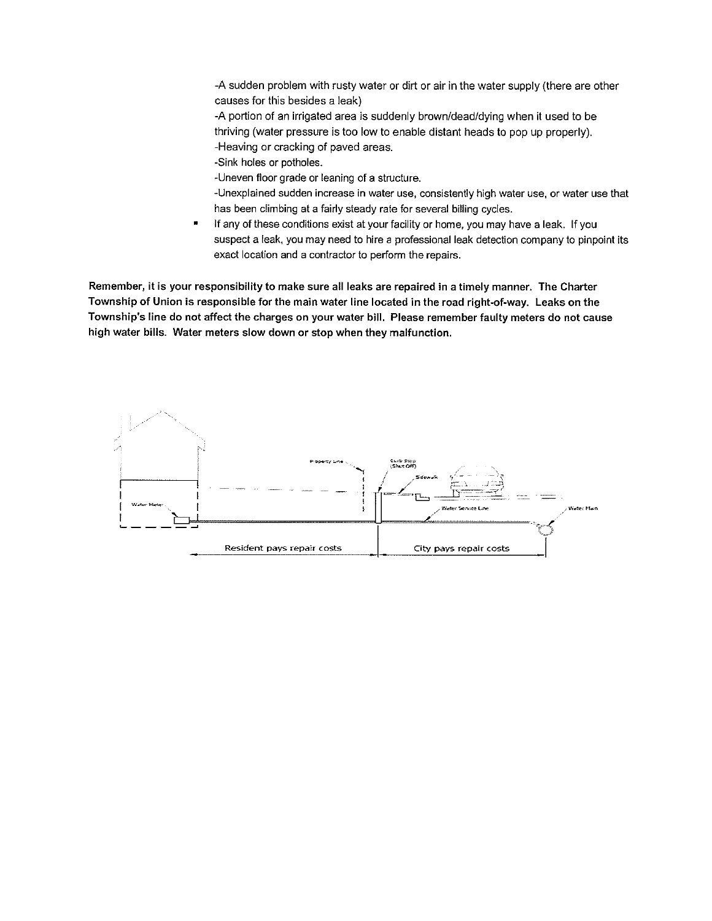-A sudden problem with rusty water or dirt or air in the water supply (there are other causes for this besides a leak)

-A portion of an irrigated area is suddenly brown/dead/dying when it used to be thriving (water pressure is too low to enable distant heads to pop up properly).

-Heaving or cracking of paved areas.

-Sink holes or potholes.

-Uneven floor grade or leaning of a structure.

-Unexplained sudden increase in water use, consistently high water use, or water use that has been climbing at a fairly steady rate for several billing cycles.

- If any of these conditions exist at your facility or home, you may have a leak. If you suspect a leak, you may need to hire a professional leak detection company to pinpoint its exact location and a contractor to perform the repairs.

**Remember, it is your responsibility to make sure all leaks are repaired in a timely manner. The Charter Township of Union is responsible for the main water line located in the road right-of-way. Leaks on the Township's line do not affect the charges on your water bill. Please remember faulty meters do not cause high water bills. Water meters slow down or stop when they malfunction.**

Water Meter

Property Line

Curb Stop (Shut Off)

Sidewalk

Water Service Line

Water Main

Resident pays repair costs

City pays repair costs